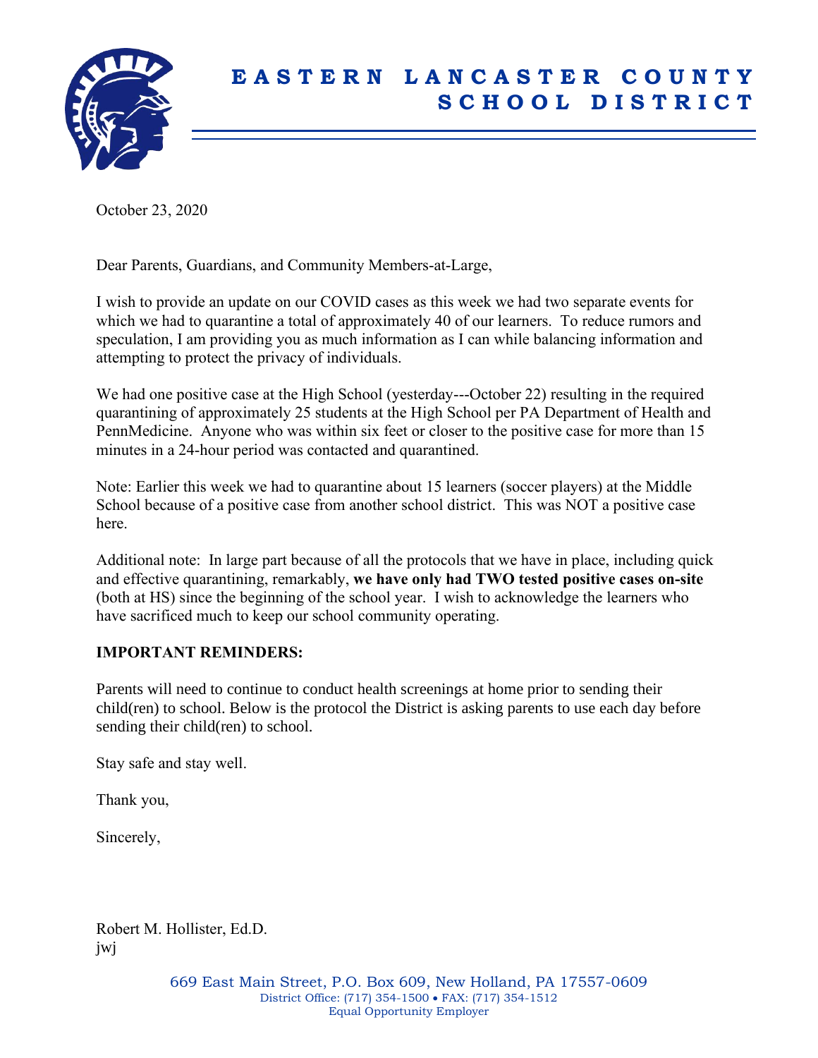# EASTERN LANCASTER COUNTY SCHOOL DISTRICT

October 23, 2020

Dear Parents, Guardians, and Community Members-at-Large,

I wish to provide an update on our COVID cases as this week we had two separate events for which we had to quarantine a total of approximately 40 of our learners. To reduce rumors and speculation, I am providing you as much information as I can while balancing information and attempting to protect the privacy of individuals.

We had one positive case at the High School (yesterday---October 22) resulting in the required quarantining of approximately 25 students at the High School per PA Department of Health and PennMedicine. Anyone who was within six feet or closer to the positive case for more than 15 minutes in a 24-hour period was contacted and quarantined.

Note: Earlier this week we had to quarantine about 15 learners (soccer players) at the Middle School because of a positive case from another school district. This was NOT a positive case here.

Additional note: In large part because of all the protocols that we have in place, including quick and effective quarantining, remarkably, **we have only had TWO tested positive cases on-site** (both at HS) since the beginning of the school year. I wish to acknowledge the learners who have sacrificed much to keep our school community operating.

**IMPORTANT REMINDERS:**

Parents will need to continue to conduct health screenings at home prior to sending their child(ren) to school. Below is the protocol the District is asking parents to use each day before sending their child(ren) to school.

Stay safe and stay well.

Thank you,

Sincerely,

Robert M. Hollister, Ed.D.
jwj

669 East Main Street, P.O. Box 609, New Holland, PA 17557-0609
District Office: (717) 354-1500 • FAX: (717) 354-1512
Equal Opportunity Employer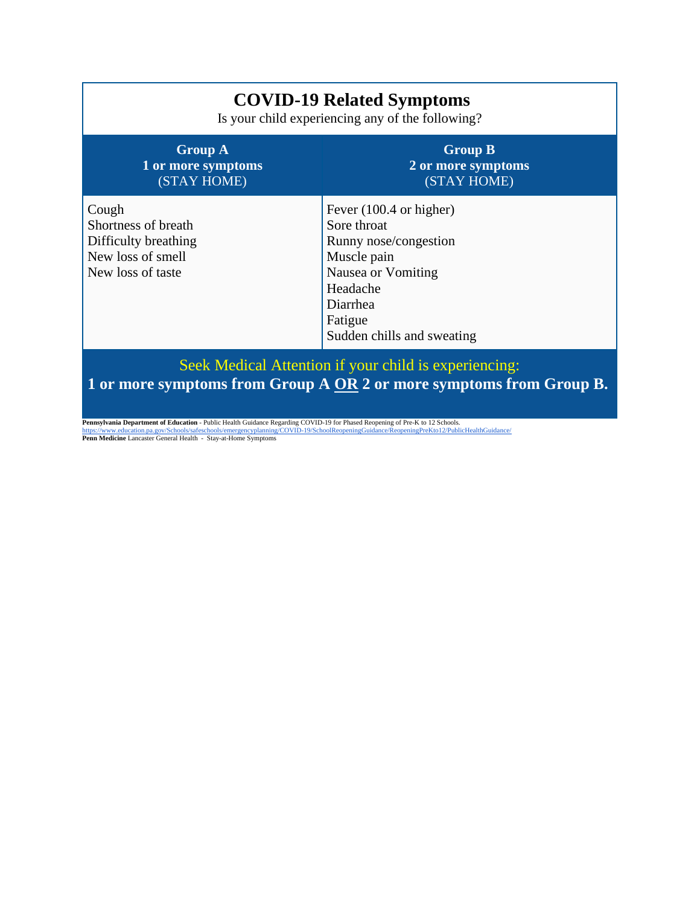# COVID-19 Related Symptoms

Is your child experiencing any of the following?

| **Group A**<br>**1 or more symptoms**<br>(STAY HOME) | **Group B**<br>**2 or more symptoms**<br>(STAY HOME) |
|---|---|
| Cough<br>Shortness of breath<br>Difficulty breathing<br>New loss of smell<br>New loss of taste | Fever (100.4 or higher)<br>Sore throat<br>Runny nose/congestion<br>Muscle pain<br>Nausea or Vomiting<br>Headache<br>Diarrhea<br>Fatigue<br>Sudden chills and sweating |

Seek Medical Attention if your child is experiencing:

**1 or more symptoms from Group A OR 2 or more symptoms from Group B.**

**Pennsylvania Department of Education** - Public Health Guidance Regarding COVID-19 for Phased Reopening of Pre-K to 12 Schools.
https://www.education.pa.gov/Schools/safeschools/emergencyplanning/COVID-19/SchoolReopeningGuidance/ReopeningPreKto12/PublicHealthGuidance/
**Penn Medicine** Lancaster General Health - Stay-at-Home Symptoms